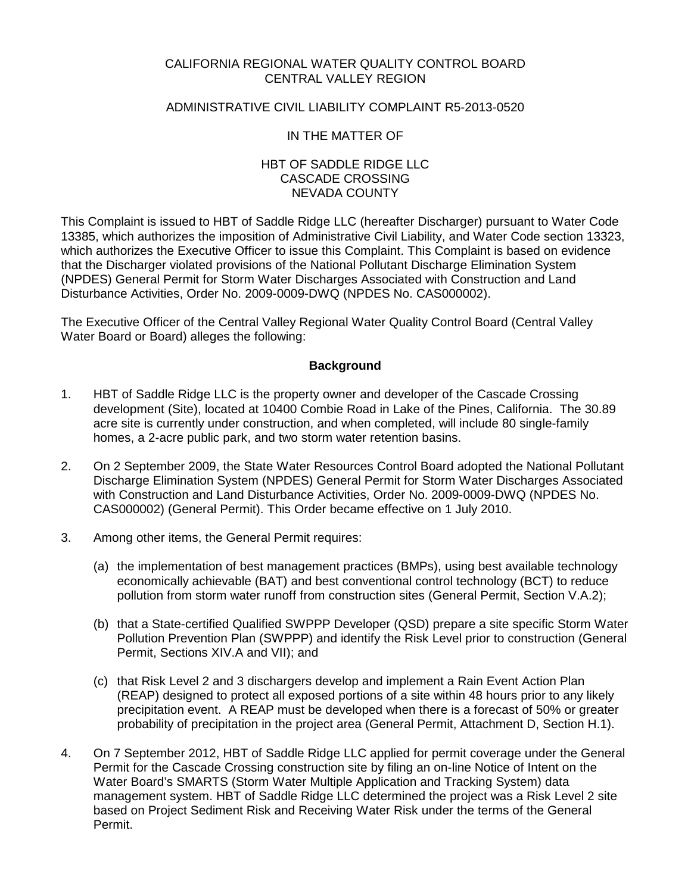CALIFORNIA REGIONAL WATER QUALITY CONTROL BOARD
CENTRAL VALLEY REGION

ADMINISTRATIVE CIVIL LIABILITY COMPLAINT R5-2013-0520

IN THE MATTER OF

HBT OF SADDLE RIDGE LLC
CASCADE CROSSING
NEVADA COUNTY

This Complaint is issued to HBT of Saddle Ridge LLC (hereafter Discharger) pursuant to Water Code 13385, which authorizes the imposition of Administrative Civil Liability, and Water Code section 13323, which authorizes the Executive Officer to issue this Complaint. This Complaint is based on evidence that the Discharger violated provisions of the National Pollutant Discharge Elimination System (NPDES) General Permit for Storm Water Discharges Associated with Construction and Land Disturbance Activities, Order No. 2009-0009-DWQ (NPDES No. CAS000002).

The Executive Officer of the Central Valley Regional Water Quality Control Board (Central Valley Water Board or Board) alleges the following:

## Background

1. HBT of Saddle Ridge LLC is the property owner and developer of the Cascade Crossing development (Site), located at 10400 Combie Road in Lake of the Pines, California. The 30.89 acre site is currently under construction, and when completed, will include 80 single-family homes, a 2-acre public park, and two storm water retention basins.

2. On 2 September 2009, the State Water Resources Control Board adopted the National Pollutant Discharge Elimination System (NPDES) General Permit for Storm Water Discharges Associated with Construction and Land Disturbance Activities, Order No. 2009-0009-DWQ (NPDES No. CAS000002) (General Permit). This Order became effective on 1 July 2010.

3. Among other items, the General Permit requires:

   (a) the implementation of best management practices (BMPs), using best available technology economically achievable (BAT) and best conventional control technology (BCT) to reduce pollution from storm water runoff from construction sites (General Permit, Section V.A.2);

   (b) that a State-certified Qualified SWPPP Developer (QSD) prepare a site specific Storm Water Pollution Prevention Plan (SWPPP) and identify the Risk Level prior to construction (General Permit, Sections XIV.A and VII); and

   (c) that Risk Level 2 and 3 dischargers develop and implement a Rain Event Action Plan (REAP) designed to protect all exposed portions of a site within 48 hours prior to any likely precipitation event. A REAP must be developed when there is a forecast of 50% or greater probability of precipitation in the project area (General Permit, Attachment D, Section H.1).

4. On 7 September 2012, HBT of Saddle Ridge LLC applied for permit coverage under the General Permit for the Cascade Crossing construction site by filing an on-line Notice of Intent on the Water Board's SMARTS (Storm Water Multiple Application and Tracking System) data management system. HBT of Saddle Ridge LLC determined the project was a Risk Level 2 site based on Project Sediment Risk and Receiving Water Risk under the terms of the General Permit.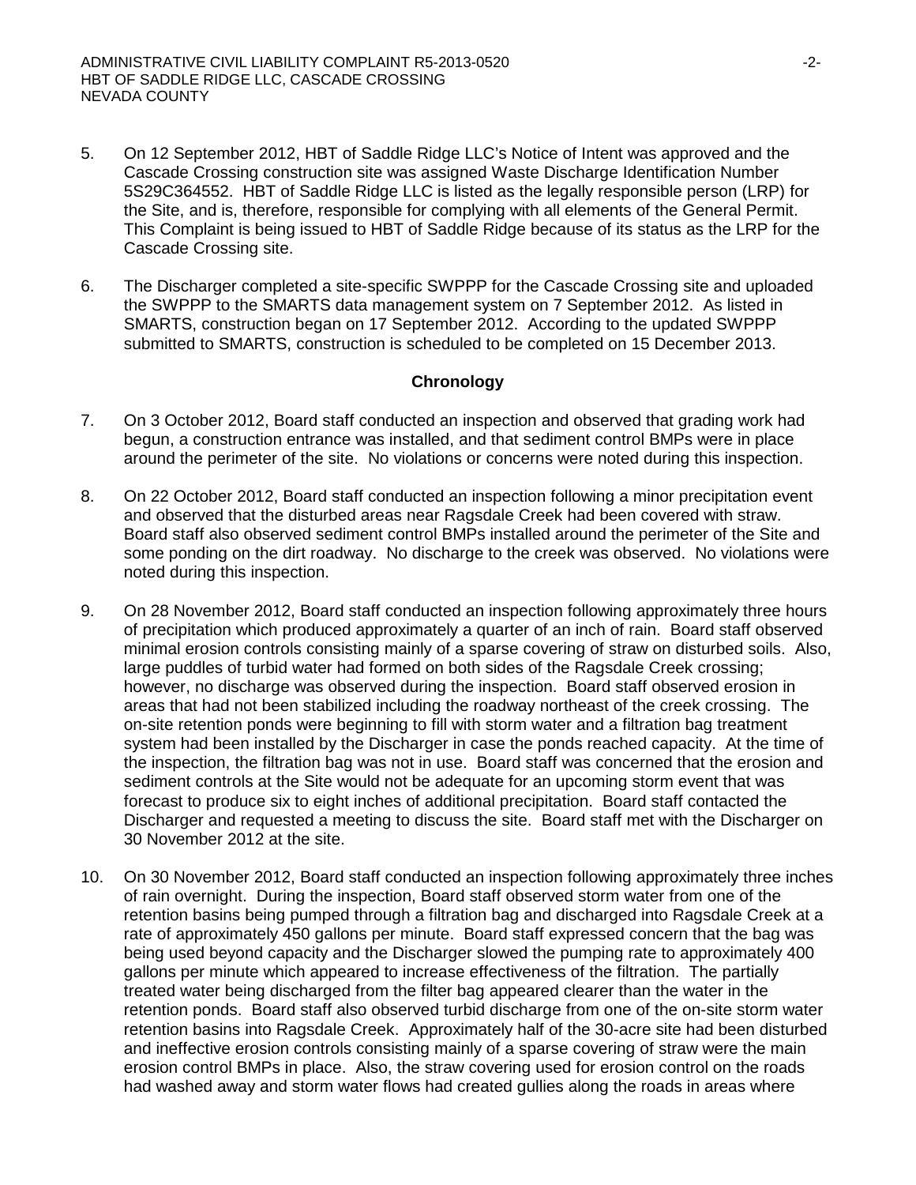5. On 12 September 2012, HBT of Saddle Ridge LLC's Notice of Intent was approved and the Cascade Crossing construction site was assigned Waste Discharge Identification Number 5S29C364552. HBT of Saddle Ridge LLC is listed as the legally responsible person (LRP) for the Site, and is, therefore, responsible for complying with all elements of the General Permit. This Complaint is being issued to HBT of Saddle Ridge because of its status as the LRP for the Cascade Crossing site.

6. The Discharger completed a site-specific SWPPP for the Cascade Crossing site and uploaded the SWPPP to the SMARTS data management system on 7 September 2012. As listed in SMARTS, construction began on 17 September 2012. According to the updated SWPPP submitted to SMARTS, construction is scheduled to be completed on 15 December 2013.

**Chronology**

7. On 3 October 2012, Board staff conducted an inspection and observed that grading work had begun, a construction entrance was installed, and that sediment control BMPs were in place around the perimeter of the site. No violations or concerns were noted during this inspection.

8. On 22 October 2012, Board staff conducted an inspection following a minor precipitation event and observed that the disturbed areas near Ragsdale Creek had been covered with straw. Board staff also observed sediment control BMPs installed around the perimeter of the Site and some ponding on the dirt roadway. No discharge to the creek was observed. No violations were noted during this inspection.

9. On 28 November 2012, Board staff conducted an inspection following approximately three hours of precipitation which produced approximately a quarter of an inch of rain. Board staff observed minimal erosion controls consisting mainly of a sparse covering of straw on disturbed soils. Also, large puddles of turbid water had formed on both sides of the Ragsdale Creek crossing; however, no discharge was observed during the inspection. Board staff observed erosion in areas that had not been stabilized including the roadway northeast of the creek crossing. The on-site retention ponds were beginning to fill with storm water and a filtration bag treatment system had been installed by the Discharger in case the ponds reached capacity. At the time of the inspection, the filtration bag was not in use. Board staff was concerned that the erosion and sediment controls at the Site would not be adequate for an upcoming storm event that was forecast to produce six to eight inches of additional precipitation. Board staff contacted the Discharger and requested a meeting to discuss the site. Board staff met with the Discharger on 30 November 2012 at the site.

10. On 30 November 2012, Board staff conducted an inspection following approximately three inches of rain overnight. During the inspection, Board staff observed storm water from one of the retention basins being pumped through a filtration bag and discharged into Ragsdale Creek at a rate of approximately 450 gallons per minute. Board staff expressed concern that the bag was being used beyond capacity and the Discharger slowed the pumping rate to approximately 400 gallons per minute which appeared to increase effectiveness of the filtration. The partially treated water being discharged from the filter bag appeared clearer than the water in the retention ponds. Board staff also observed turbid discharge from one of the on-site storm water retention basins into Ragsdale Creek. Approximately half of the 30-acre site had been disturbed and ineffective erosion controls consisting mainly of a sparse covering of straw were the main erosion control BMPs in place. Also, the straw covering used for erosion control on the roads had washed away and storm water flows had created gullies along the roads in areas where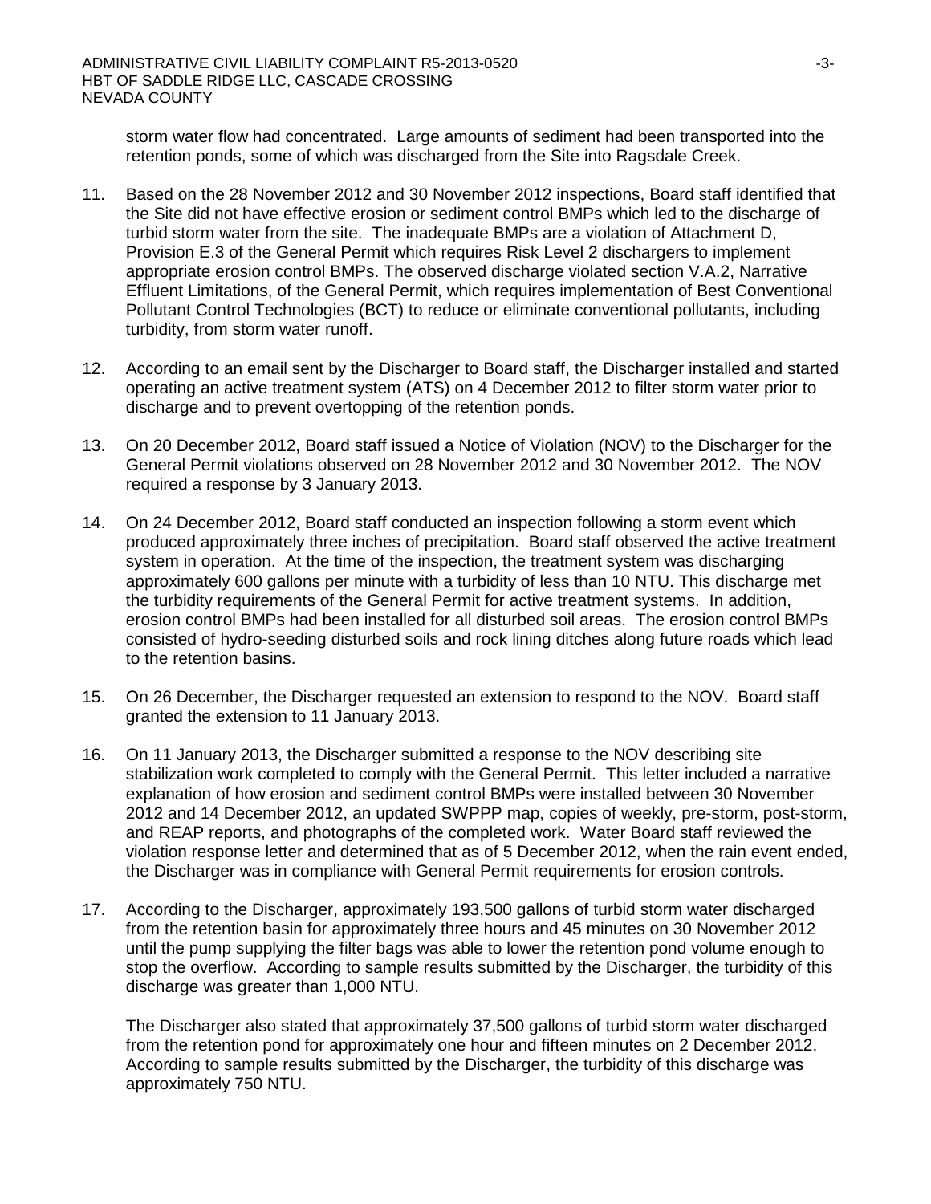storm water flow had concentrated. Large amounts of sediment had been transported into the retention ponds, some of which was discharged from the Site into Ragsdale Creek.

11. Based on the 28 November 2012 and 30 November 2012 inspections, Board staff identified that the Site did not have effective erosion or sediment control BMPs which led to the discharge of turbid storm water from the site. The inadequate BMPs are a violation of Attachment D, Provision E.3 of the General Permit which requires Risk Level 2 dischargers to implement appropriate erosion control BMPs. The observed discharge violated section V.A.2, Narrative Effluent Limitations, of the General Permit, which requires implementation of Best Conventional Pollutant Control Technologies (BCT) to reduce or eliminate conventional pollutants, including turbidity, from storm water runoff.

12. According to an email sent by the Discharger to Board staff, the Discharger installed and started operating an active treatment system (ATS) on 4 December 2012 to filter storm water prior to discharge and to prevent overtopping of the retention ponds.

13. On 20 December 2012, Board staff issued a Notice of Violation (NOV) to the Discharger for the General Permit violations observed on 28 November 2012 and 30 November 2012. The NOV required a response by 3 January 2013.

14. On 24 December 2012, Board staff conducted an inspection following a storm event which produced approximately three inches of precipitation. Board staff observed the active treatment system in operation. At the time of the inspection, the treatment system was discharging approximately 600 gallons per minute with a turbidity of less than 10 NTU. This discharge met the turbidity requirements of the General Permit for active treatment systems. In addition, erosion control BMPs had been installed for all disturbed soil areas. The erosion control BMPs consisted of hydro-seeding disturbed soils and rock lining ditches along future roads which lead to the retention basins.

15. On 26 December, the Discharger requested an extension to respond to the NOV. Board staff granted the extension to 11 January 2013.

16. On 11 January 2013, the Discharger submitted a response to the NOV describing site stabilization work completed to comply with the General Permit. This letter included a narrative explanation of how erosion and sediment control BMPs were installed between 30 November 2012 and 14 December 2012, an updated SWPPP map, copies of weekly, pre-storm, post-storm, and REAP reports, and photographs of the completed work. Water Board staff reviewed the violation response letter and determined that as of 5 December 2012, when the rain event ended, the Discharger was in compliance with General Permit requirements for erosion controls.

17. According to the Discharger, approximately 193,500 gallons of turbid storm water discharged from the retention basin for approximately three hours and 45 minutes on 30 November 2012 until the pump supplying the filter bags was able to lower the retention pond volume enough to stop the overflow. According to sample results submitted by the Discharger, the turbidity of this discharge was greater than 1,000 NTU.

    The Discharger also stated that approximately 37,500 gallons of turbid storm water discharged from the retention pond for approximately one hour and fifteen minutes on 2 December 2012. According to sample results submitted by the Discharger, the turbidity of this discharge was approximately 750 NTU.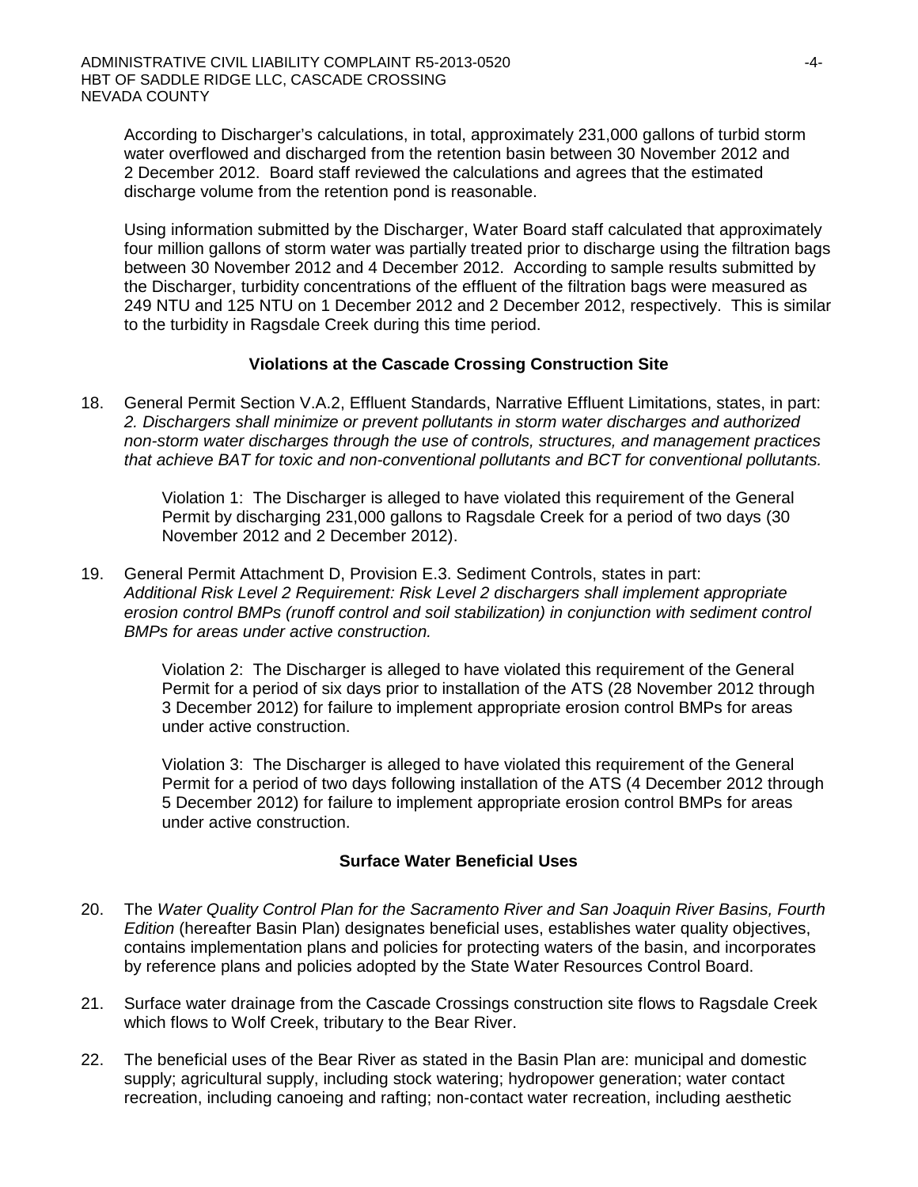According to Discharger's calculations, in total, approximately 231,000 gallons of turbid storm water overflowed and discharged from the retention basin between 30 November 2012 and 2 December 2012. Board staff reviewed the calculations and agrees that the estimated discharge volume from the retention pond is reasonable.

Using information submitted by the Discharger, Water Board staff calculated that approximately four million gallons of storm water was partially treated prior to discharge using the filtration bags between 30 November 2012 and 4 December 2012. According to sample results submitted by the Discharger, turbidity concentrations of the effluent of the filtration bags were measured as 249 NTU and 125 NTU on 1 December 2012 and 2 December 2012, respectively. This is similar to the turbidity in Ragsdale Creek during this time period.

### Violations at the Cascade Crossing Construction Site

18. General Permit Section V.A.2, Effluent Standards, Narrative Effluent Limitations, states, in part: *2. Dischargers shall minimize or prevent pollutants in storm water discharges and authorized non-storm water discharges through the use of controls, structures, and management practices that achieve BAT for toxic and non-conventional pollutants and BCT for conventional pollutants.*

    Violation 1: The Discharger is alleged to have violated this requirement of the General Permit by discharging 231,000 gallons to Ragsdale Creek for a period of two days (30 November 2012 and 2 December 2012).

19. General Permit Attachment D, Provision E.3. Sediment Controls, states in part: *Additional Risk Level 2 Requirement: Risk Level 2 dischargers shall implement appropriate erosion control BMPs (runoff control and soil stabilization) in conjunction with sediment control BMPs for areas under active construction.*

    Violation 2: The Discharger is alleged to have violated this requirement of the General Permit for a period of six days prior to installation of the ATS (28 November 2012 through 3 December 2012) for failure to implement appropriate erosion control BMPs for areas under active construction.

    Violation 3: The Discharger is alleged to have violated this requirement of the General Permit for a period of two days following installation of the ATS (4 December 2012 through 5 December 2012) for failure to implement appropriate erosion control BMPs for areas under active construction.

### Surface Water Beneficial Uses

20. The *Water Quality Control Plan for the Sacramento River and San Joaquin River Basins, Fourth Edition* (hereafter Basin Plan) designates beneficial uses, establishes water quality objectives, contains implementation plans and policies for protecting waters of the basin, and incorporates by reference plans and policies adopted by the State Water Resources Control Board.

21. Surface water drainage from the Cascade Crossings construction site flows to Ragsdale Creek which flows to Wolf Creek, tributary to the Bear River.

22. The beneficial uses of the Bear River as stated in the Basin Plan are: municipal and domestic supply; agricultural supply, including stock watering; hydropower generation; water contact recreation, including canoeing and rafting; non-contact water recreation, including aesthetic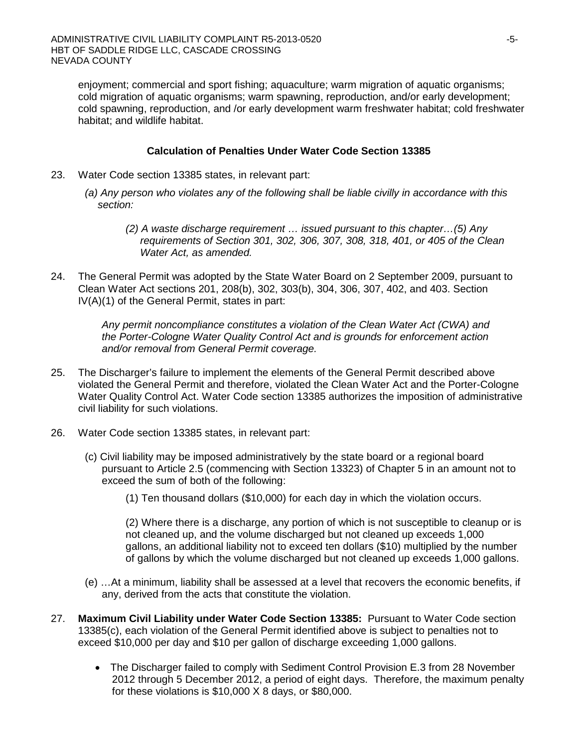enjoyment; commercial and sport fishing; aquaculture; warm migration of aquatic organisms; cold migration of aquatic organisms; warm spawning, reproduction, and/or early development; cold spawning, reproduction, and /or early development warm freshwater habitat; cold freshwater habitat; and wildlife habitat.

### Calculation of Penalties Under Water Code Section 13385

23. Water Code section 13385 states, in relevant part:

    *(a) Any person who violates any of the following shall be liable civilly in accordance with this section:*

    > *(2) A waste discharge requirement … issued pursuant to this chapter…(5) Any requirements of Section 301, 302, 306, 307, 308, 318, 401, or 405 of the Clean Water Act, as amended.*

24. The General Permit was adopted by the State Water Board on 2 September 2009, pursuant to Clean Water Act sections 201, 208(b), 302, 303(b), 304, 306, 307, 402, and 403. Section IV(A)(1) of the General Permit, states in part:

    *Any permit noncompliance constitutes a violation of the Clean Water Act (CWA) and the Porter-Cologne Water Quality Control Act and is grounds for enforcement action and/or removal from General Permit coverage.*

25. The Discharger's failure to implement the elements of the General Permit described above violated the General Permit and therefore, violated the Clean Water Act and the Porter-Cologne Water Quality Control Act. Water Code section 13385 authorizes the imposition of administrative civil liability for such violations.

26. Water Code section 13385 states, in relevant part:

    (c) Civil liability may be imposed administratively by the state board or a regional board pursuant to Article 2.5 (commencing with Section 13323) of Chapter 5 in an amount not to exceed the sum of both of the following:

    > (1) Ten thousand dollars ($10,000) for each day in which the violation occurs.
    >
    > (2) Where there is a discharge, any portion of which is not susceptible to cleanup or is not cleaned up, and the volume discharged but not cleaned up exceeds 1,000 gallons, an additional liability not to exceed ten dollars ($10) multiplied by the number of gallons by which the volume discharged but not cleaned up exceeds 1,000 gallons.

    (e) …At a minimum, liability shall be assessed at a level that recovers the economic benefits, if any, derived from the acts that constitute the violation.

27. **Maximum Civil Liability under Water Code Section 13385:** Pursuant to Water Code section 13385(c), each violation of the General Permit identified above is subject to penalties not to exceed $10,000 per day and $10 per gallon of discharge exceeding 1,000 gallons.

    - The Discharger failed to comply with Sediment Control Provision E.3 from 28 November 2012 through 5 December 2012, a period of eight days. Therefore, the maximum penalty for these violations is $10,000 X 8 days, or $80,000.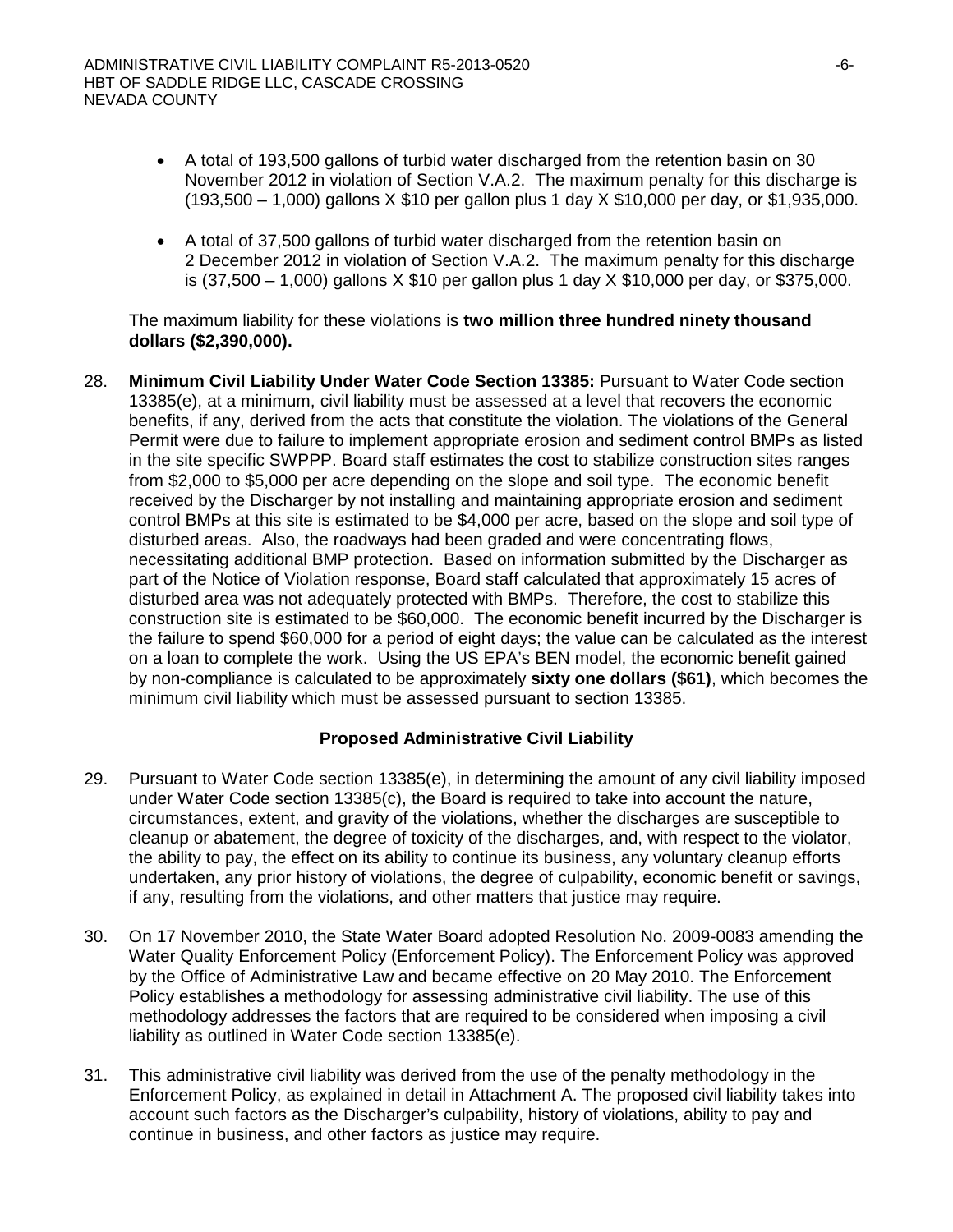- A total of 193,500 gallons of turbid water discharged from the retention basin on 30 November 2012 in violation of Section V.A.2. The maximum penalty for this discharge is (193,500 – 1,000) gallons X $10 per gallon plus 1 day X $10,000 per day, or $1,935,000.

- A total of 37,500 gallons of turbid water discharged from the retention basin on 2 December 2012 in violation of Section V.A.2. The maximum penalty for this discharge is (37,500 – 1,000) gallons X $10 per gallon plus 1 day X $10,000 per day, or $375,000.

The maximum liability for these violations is **two million three hundred ninety thousand dollars ($2,390,000).**

28. **Minimum Civil Liability Under Water Code Section 13385:** Pursuant to Water Code section 13385(e), at a minimum, civil liability must be assessed at a level that recovers the economic benefits, if any, derived from the acts that constitute the violation. The violations of the General Permit were due to failure to implement appropriate erosion and sediment control BMPs as listed in the site specific SWPPP. Board staff estimates the cost to stabilize construction sites ranges from $2,000 to $5,000 per acre depending on the slope and soil type. The economic benefit received by the Discharger by not installing and maintaining appropriate erosion and sediment control BMPs at this site is estimated to be $4,000 per acre, based on the slope and soil type of disturbed areas. Also, the roadways had been graded and were concentrating flows, necessitating additional BMP protection. Based on information submitted by the Discharger as part of the Notice of Violation response, Board staff calculated that approximately 15 acres of disturbed area was not adequately protected with BMPs. Therefore, the cost to stabilize this construction site is estimated to be $60,000. The economic benefit incurred by the Discharger is the failure to spend $60,000 for a period of eight days; the value can be calculated as the interest on a loan to complete the work. Using the US EPA's BEN model, the economic benefit gained by non-compliance is calculated to be approximately **sixty one dollars ($61)**, which becomes the minimum civil liability which must be assessed pursuant to section 13385.

### Proposed Administrative Civil Liability

29. Pursuant to Water Code section 13385(e), in determining the amount of any civil liability imposed under Water Code section 13385(c), the Board is required to take into account the nature, circumstances, extent, and gravity of the violations, whether the discharges are susceptible to cleanup or abatement, the degree of toxicity of the discharges, and, with respect to the violator, the ability to pay, the effect on its ability to continue its business, any voluntary cleanup efforts undertaken, any prior history of violations, the degree of culpability, economic benefit or savings, if any, resulting from the violations, and other matters that justice may require.

30. On 17 November 2010, the State Water Board adopted Resolution No. 2009-0083 amending the Water Quality Enforcement Policy (Enforcement Policy). The Enforcement Policy was approved by the Office of Administrative Law and became effective on 20 May 2010. The Enforcement Policy establishes a methodology for assessing administrative civil liability. The use of this methodology addresses the factors that are required to be considered when imposing a civil liability as outlined in Water Code section 13385(e).

31. This administrative civil liability was derived from the use of the penalty methodology in the Enforcement Policy, as explained in detail in Attachment A. The proposed civil liability takes into account such factors as the Discharger's culpability, history of violations, ability to pay and continue in business, and other factors as justice may require.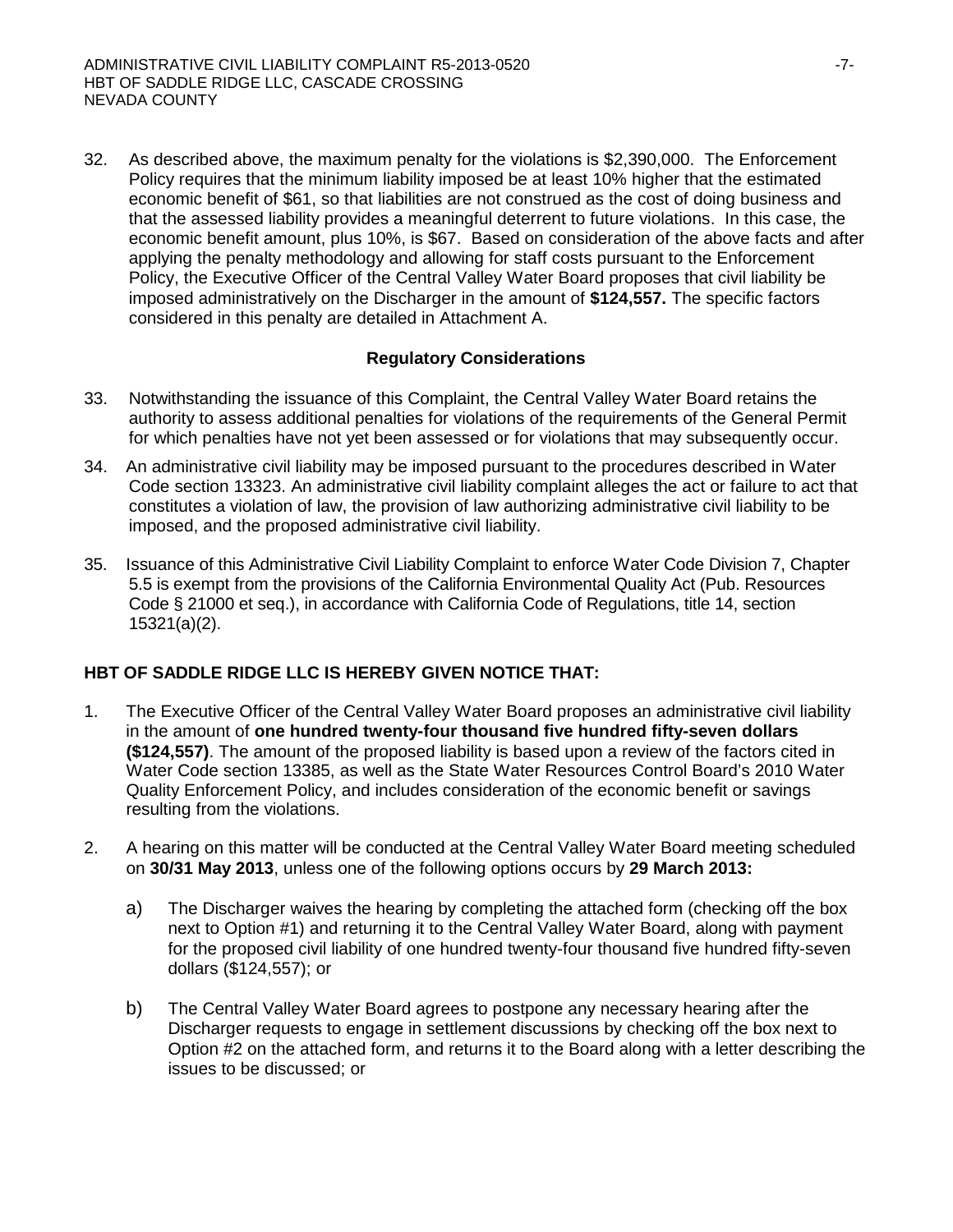32. As described above, the maximum penalty for the violations is \$2,390,000. The Enforcement Policy requires that the minimum liability imposed be at least 10% higher that the estimated economic benefit of \$61, so that liabilities are not construed as the cost of doing business and that the assessed liability provides a meaningful deterrent to future violations. In this case, the economic benefit amount, plus 10%, is \$67. Based on consideration of the above facts and after applying the penalty methodology and allowing for staff costs pursuant to the Enforcement Policy, the Executive Officer of the Central Valley Water Board proposes that civil liability be imposed administratively on the Discharger in the amount of **\$124,557.** The specific factors considered in this penalty are detailed in Attachment A.

### Regulatory Considerations

33. Notwithstanding the issuance of this Complaint, the Central Valley Water Board retains the authority to assess additional penalties for violations of the requirements of the General Permit for which penalties have not yet been assessed or for violations that may subsequently occur.

34. An administrative civil liability may be imposed pursuant to the procedures described in Water Code section 13323. An administrative civil liability complaint alleges the act or failure to act that constitutes a violation of law, the provision of law authorizing administrative civil liability to be imposed, and the proposed administrative civil liability.

35. Issuance of this Administrative Civil Liability Complaint to enforce Water Code Division 7, Chapter 5.5 is exempt from the provisions of the California Environmental Quality Act (Pub. Resources Code § 21000 et seq.), in accordance with California Code of Regulations, title 14, section 15321(a)(2).

**HBT OF SADDLE RIDGE LLC IS HEREBY GIVEN NOTICE THAT:**

1. The Executive Officer of the Central Valley Water Board proposes an administrative civil liability in the amount of **one hundred twenty-four thousand five hundred fifty-seven dollars (\$124,557)**. The amount of the proposed liability is based upon a review of the factors cited in Water Code section 13385, as well as the State Water Resources Control Board's 2010 Water Quality Enforcement Policy, and includes consideration of the economic benefit or savings resulting from the violations.

2. A hearing on this matter will be conducted at the Central Valley Water Board meeting scheduled on **30/31 May 2013**, unless one of the following options occurs by **29 March 2013:**

   a) The Discharger waives the hearing by completing the attached form (checking off the box next to Option #1) and returning it to the Central Valley Water Board, along with payment for the proposed civil liability of one hundred twenty-four thousand five hundred fifty-seven dollars (\$124,557); or

   b) The Central Valley Water Board agrees to postpone any necessary hearing after the Discharger requests to engage in settlement discussions by checking off the box next to Option #2 on the attached form, and returns it to the Board along with a letter describing the issues to be discussed; or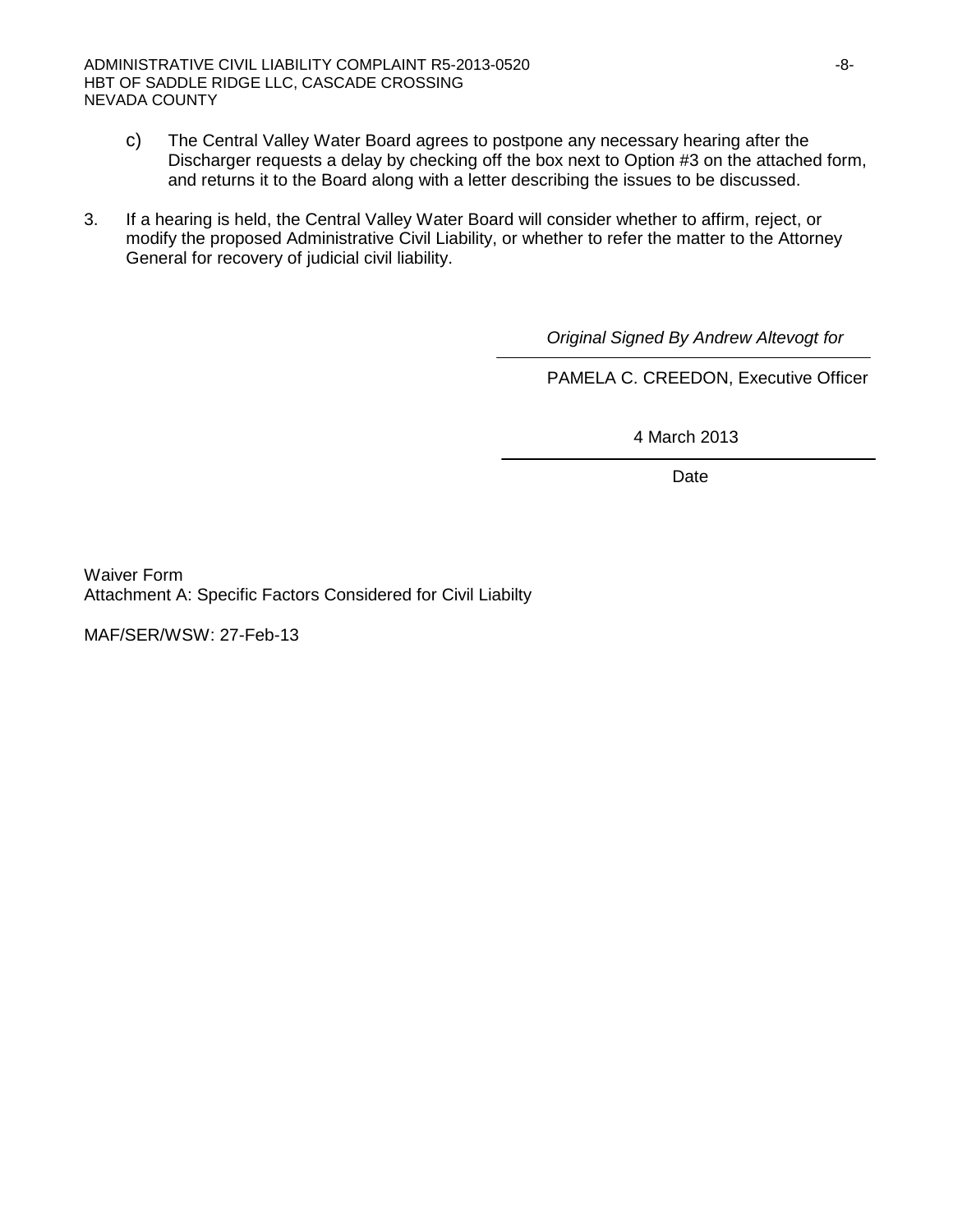c) The Central Valley Water Board agrees to postpone any necessary hearing after the Discharger requests a delay by checking off the box next to Option #3 on the attached form, and returns it to the Board along with a letter describing the issues to be discussed.

3. If a hearing is held, the Central Valley Water Board will consider whether to affirm, reject, or modify the proposed Administrative Civil Liability, or whether to refer the matter to the Attorney General for recovery of judicial civil liability.

*Original Signed By Andrew Altevogt for*

PAMELA C. CREEDON, Executive Officer

4 March 2013

Date

Waiver Form
Attachment A: Specific Factors Considered for Civil Liabilty

MAF/SER/WSW: 27-Feb-13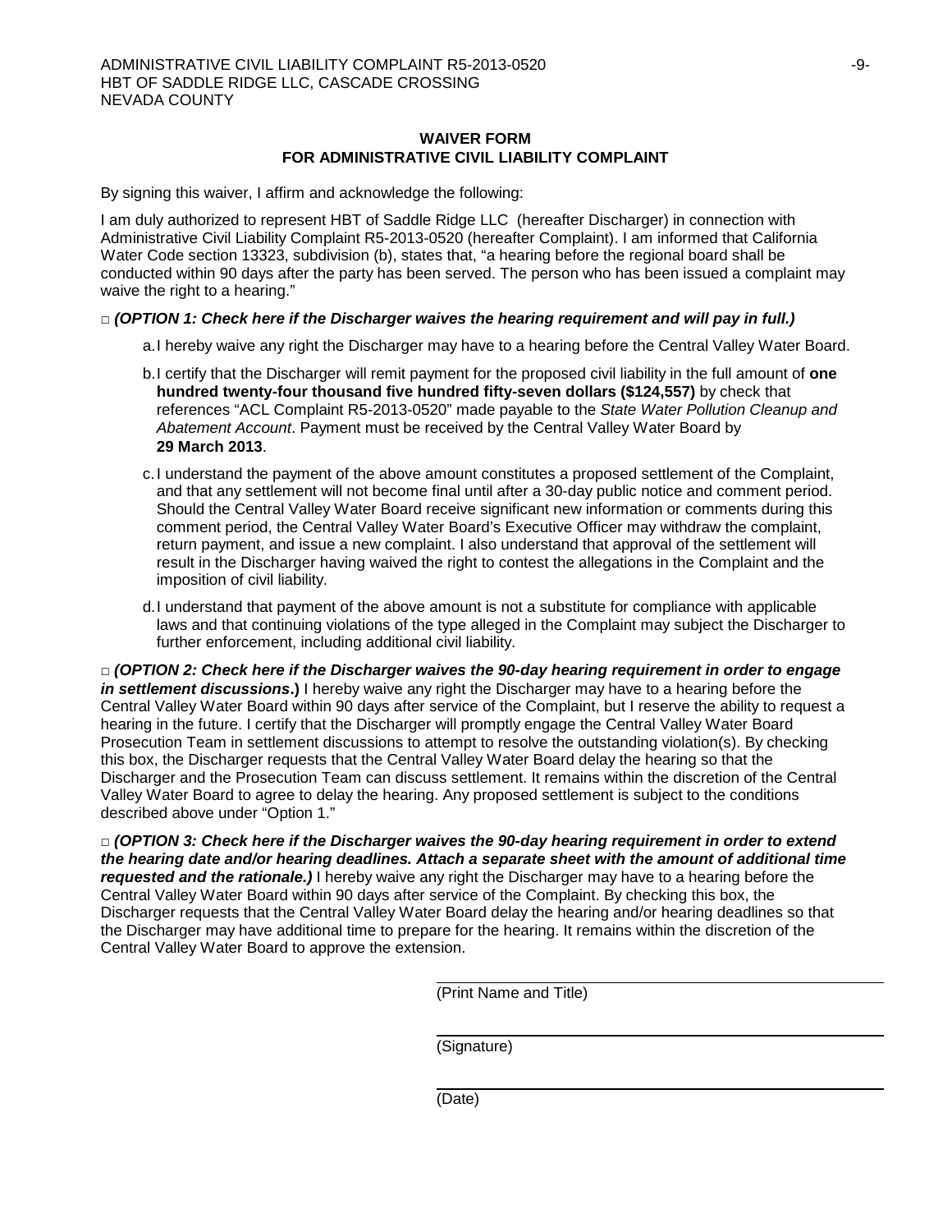## WAIVER FORM
## FOR ADMINISTRATIVE CIVIL LIABILITY COMPLAINT

By signing this waiver, I affirm and acknowledge the following:

I am duly authorized to represent HBT of Saddle Ridge LLC (hereafter Discharger) in connection with Administrative Civil Liability Complaint R5-2013-0520 (hereafter Complaint). I am informed that California Water Code section 13323, subdivision (b), states that, "a hearing before the regional board shall be conducted within 90 days after the party has been served. The person who has been issued a complaint may waive the right to a hearing."

□ ***(OPTION 1: Check here if the Discharger waives the hearing requirement and will pay in full.)***

a. I hereby waive any right the Discharger may have to a hearing before the Central Valley Water Board.

b. I certify that the Discharger will remit payment for the proposed civil liability in the full amount of **one hundred twenty-four thousand five hundred fifty-seven dollars ($124,557)** by check that references "ACL Complaint R5-2013-0520" made payable to the *State Water Pollution Cleanup and Abatement Account*. Payment must be received by the Central Valley Water Board by **29 March 2013**.

c. I understand the payment of the above amount constitutes a proposed settlement of the Complaint, and that any settlement will not become final until after a 30-day public notice and comment period. Should the Central Valley Water Board receive significant new information or comments during this comment period, the Central Valley Water Board's Executive Officer may withdraw the complaint, return payment, and issue a new complaint. I also understand that approval of the settlement will result in the Discharger having waived the right to contest the allegations in the Complaint and the imposition of civil liability.

d. I understand that payment of the above amount is not a substitute for compliance with applicable laws and that continuing violations of the type alleged in the Complaint may subject the Discharger to further enforcement, including additional civil liability.

□ ***(OPTION 2: Check here if the Discharger waives the 90-day hearing requirement in order to engage in settlement discussions*.)** I hereby waive any right the Discharger may have to a hearing before the Central Valley Water Board within 90 days after service of the Complaint, but I reserve the ability to request a hearing in the future. I certify that the Discharger will promptly engage the Central Valley Water Board Prosecution Team in settlement discussions to attempt to resolve the outstanding violation(s). By checking this box, the Discharger requests that the Central Valley Water Board delay the hearing so that the Discharger and the Prosecution Team can discuss settlement. It remains within the discretion of the Central Valley Water Board to agree to delay the hearing. Any proposed settlement is subject to the conditions described above under "Option 1."

□ ***(OPTION 3: Check here if the Discharger waives the 90-day hearing requirement in order to extend the hearing date and/or hearing deadlines. Attach a separate sheet with the amount of additional time requested and the rationale.)*** I hereby waive any right the Discharger may have to a hearing before the Central Valley Water Board within 90 days after service of the Complaint. By checking this box, the Discharger requests that the Central Valley Water Board delay the hearing and/or hearing deadlines so that the Discharger may have additional time to prepare for the hearing. It remains within the discretion of the Central Valley Water Board to approve the extension.

______________________________
(Print Name and Title)

______________________________
(Signature)

______________________________
(Date)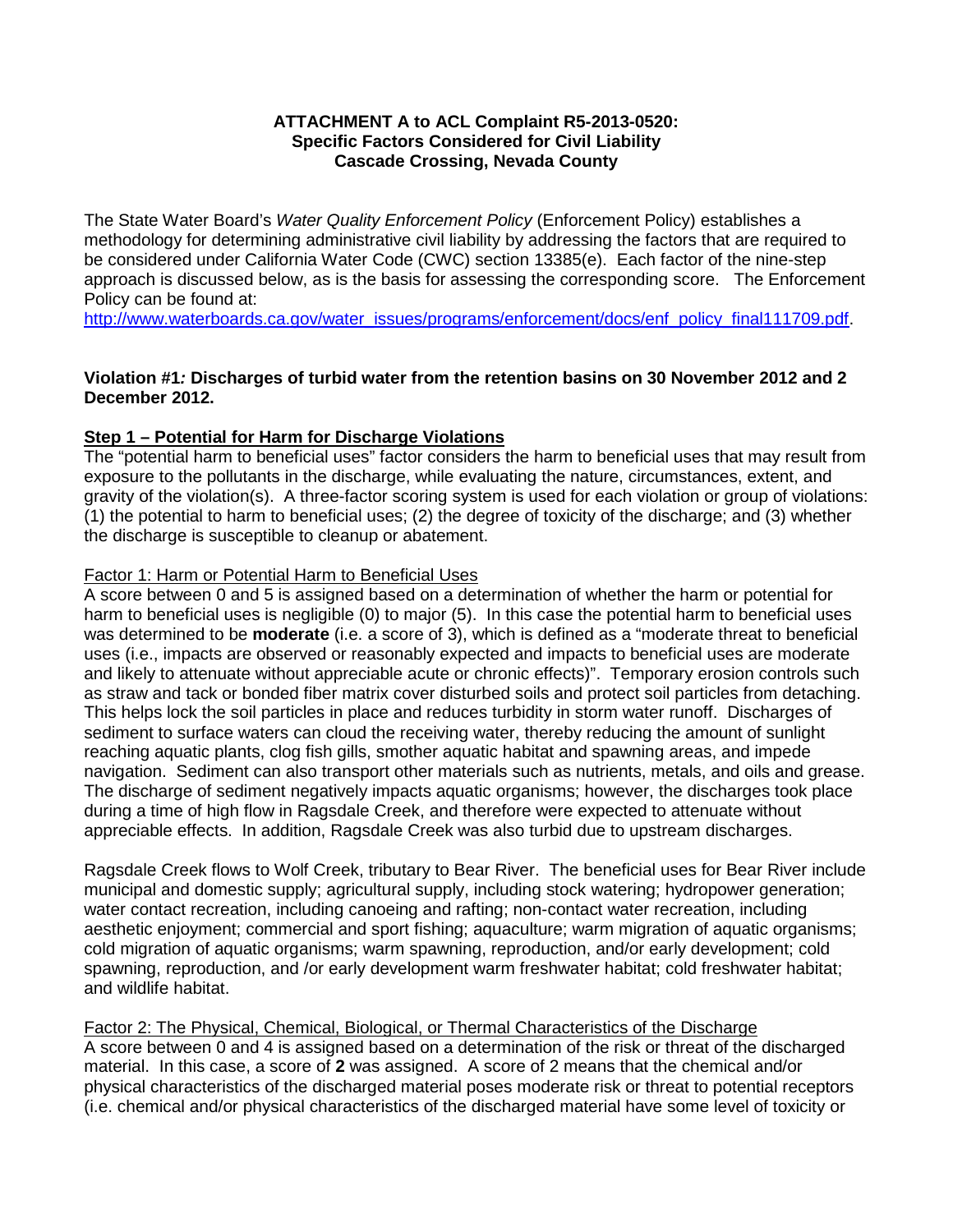**ATTACHMENT A to ACL Complaint R5-2013-0520:**
**Specific Factors Considered for Civil Liability**
**Cascade Crossing, Nevada County**

The State Water Board's *Water Quality Enforcement Policy* (Enforcement Policy) establishes a methodology for determining administrative civil liability by addressing the factors that are required to be considered under California Water Code (CWC) section 13385(e). Each factor of the nine-step approach is discussed below, as is the basis for assessing the corresponding score. The Enforcement Policy can be found at:
[http://www.waterboards.ca.gov/water_issues/programs/enforcement/docs/enf_policy_final111709.pdf](http://www.waterboards.ca.gov/water_issues/programs/enforcement/docs/enf_policy_final111709.pdf).

**Violation #1*:* Discharges of turbid water from the retention basins on 30 November 2012 and 2 December 2012.**

**Step 1 – Potential for Harm for Discharge Violations**

The "potential harm to beneficial uses" factor considers the harm to beneficial uses that may result from exposure to the pollutants in the discharge, while evaluating the nature, circumstances, extent, and gravity of the violation(s). A three-factor scoring system is used for each violation or group of violations: (1) the potential to harm to beneficial uses; (2) the degree of toxicity of the discharge; and (3) whether the discharge is susceptible to cleanup or abatement.

Factor 1: Harm or Potential Harm to Beneficial Uses

A score between 0 and 5 is assigned based on a determination of whether the harm or potential for harm to beneficial uses is negligible (0) to major (5). In this case the potential harm to beneficial uses was determined to be **moderate** (i.e. a score of 3), which is defined as a "moderate threat to beneficial uses (i.e., impacts are observed or reasonably expected and impacts to beneficial uses are moderate and likely to attenuate without appreciable acute or chronic effects)". Temporary erosion controls such as straw and tack or bonded fiber matrix cover disturbed soils and protect soil particles from detaching. This helps lock the soil particles in place and reduces turbidity in storm water runoff. Discharges of sediment to surface waters can cloud the receiving water, thereby reducing the amount of sunlight reaching aquatic plants, clog fish gills, smother aquatic habitat and spawning areas, and impede navigation. Sediment can also transport other materials such as nutrients, metals, and oils and grease. The discharge of sediment negatively impacts aquatic organisms; however, the discharges took place during a time of high flow in Ragsdale Creek, and therefore were expected to attenuate without appreciable effects. In addition, Ragsdale Creek was also turbid due to upstream discharges.

Ragsdale Creek flows to Wolf Creek, tributary to Bear River. The beneficial uses for Bear River include municipal and domestic supply; agricultural supply, including stock watering; hydropower generation; water contact recreation, including canoeing and rafting; non-contact water recreation, including aesthetic enjoyment; commercial and sport fishing; aquaculture; warm migration of aquatic organisms; cold migration of aquatic organisms; warm spawning, reproduction, and/or early development; cold spawning, reproduction, and /or early development warm freshwater habitat; cold freshwater habitat; and wildlife habitat.

Factor 2: The Physical, Chemical, Biological, or Thermal Characteristics of the Discharge

A score between 0 and 4 is assigned based on a determination of the risk or threat of the discharged material. In this case, a score of **2** was assigned. A score of 2 means that the chemical and/or physical characteristics of the discharged material poses moderate risk or threat to potential receptors (i.e. chemical and/or physical characteristics of the discharged material have some level of toxicity or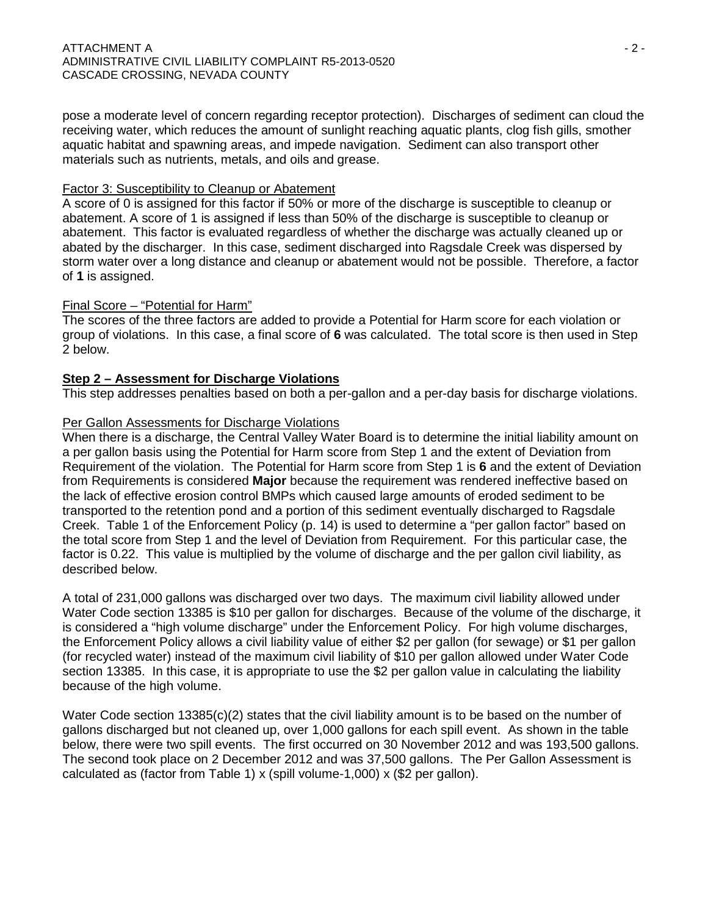pose a moderate level of concern regarding receptor protection). Discharges of sediment can cloud the receiving water, which reduces the amount of sunlight reaching aquatic plants, clog fish gills, smother aquatic habitat and spawning areas, and impede navigation. Sediment can also transport other materials such as nutrients, metals, and oils and grease.

Factor 3: Susceptibility to Cleanup or Abatement

A score of 0 is assigned for this factor if 50% or more of the discharge is susceptible to cleanup or abatement. A score of 1 is assigned if less than 50% of the discharge is susceptible to cleanup or abatement. This factor is evaluated regardless of whether the discharge was actually cleaned up or abated by the discharger. In this case, sediment discharged into Ragsdale Creek was dispersed by storm water over a long distance and cleanup or abatement would not be possible. Therefore, a factor of **1** is assigned.

Final Score – "Potential for Harm"

The scores of the three factors are added to provide a Potential for Harm score for each violation or group of violations. In this case, a final score of **6** was calculated. The total score is then used in Step 2 below.

**Step 2 – Assessment for Discharge Violations**

This step addresses penalties based on both a per-gallon and a per-day basis for discharge violations.

Per Gallon Assessments for Discharge Violations

When there is a discharge, the Central Valley Water Board is to determine the initial liability amount on a per gallon basis using the Potential for Harm score from Step 1 and the extent of Deviation from Requirement of the violation. The Potential for Harm score from Step 1 is **6** and the extent of Deviation from Requirements is considered **Major** because the requirement was rendered ineffective based on the lack of effective erosion control BMPs which caused large amounts of eroded sediment to be transported to the retention pond and a portion of this sediment eventually discharged to Ragsdale Creek. Table 1 of the Enforcement Policy (p. 14) is used to determine a "per gallon factor" based on the total score from Step 1 and the level of Deviation from Requirement. For this particular case, the factor is 0.22. This value is multiplied by the volume of discharge and the per gallon civil liability, as described below.

A total of 231,000 gallons was discharged over two days. The maximum civil liability allowed under Water Code section 13385 is $10 per gallon for discharges. Because of the volume of the discharge, it is considered a "high volume discharge" under the Enforcement Policy. For high volume discharges, the Enforcement Policy allows a civil liability value of either $2 per gallon (for sewage) or $1 per gallon (for recycled water) instead of the maximum civil liability of $10 per gallon allowed under Water Code section 13385. In this case, it is appropriate to use the $2 per gallon value in calculating the liability because of the high volume.

Water Code section 13385(c)(2) states that the civil liability amount is to be based on the number of gallons discharged but not cleaned up, over 1,000 gallons for each spill event. As shown in the table below, there were two spill events. The first occurred on 30 November 2012 and was 193,500 gallons. The second took place on 2 December 2012 and was 37,500 gallons. The Per Gallon Assessment is calculated as (factor from Table 1) x (spill volume-1,000) x ($2 per gallon).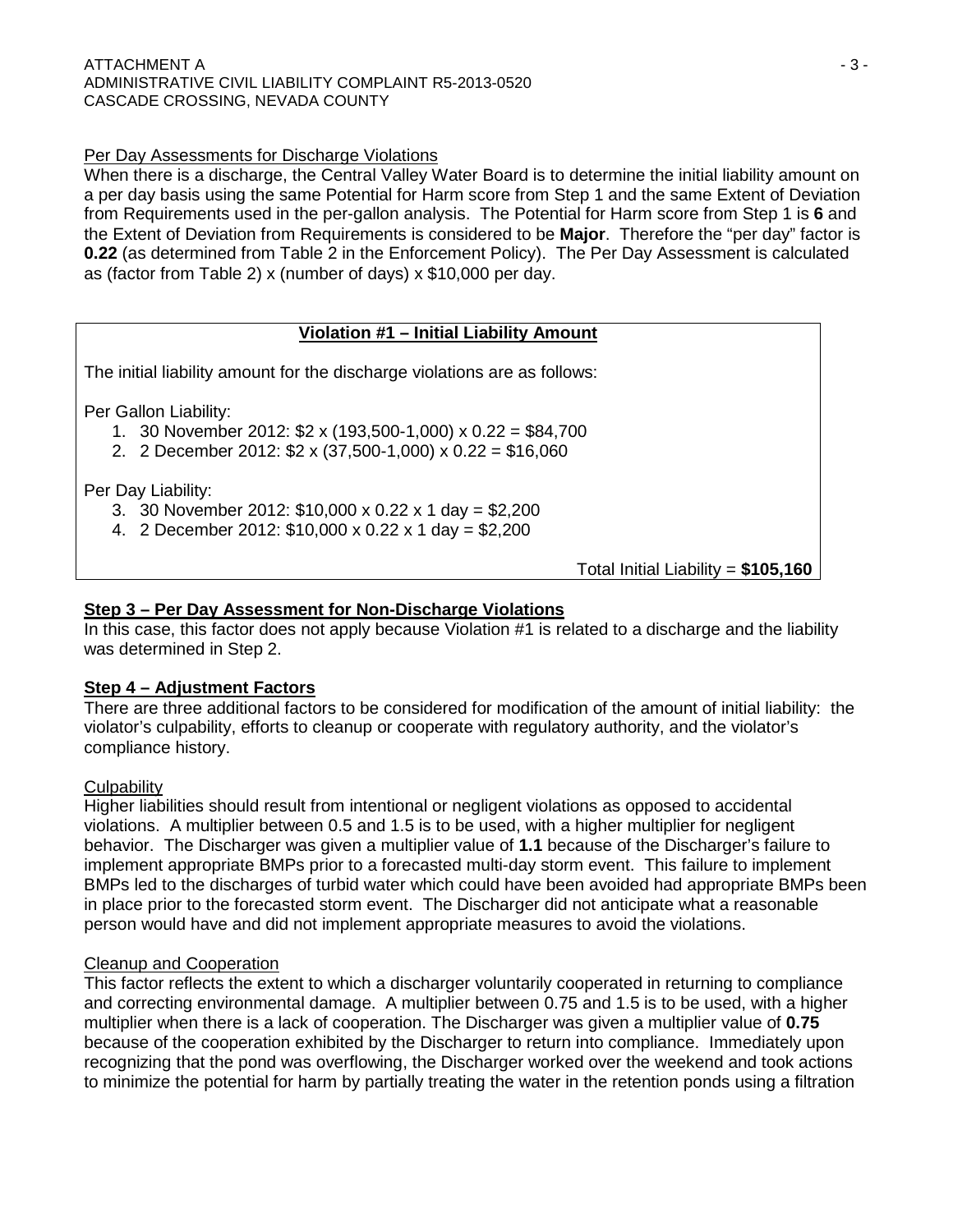Per Day Assessments for Discharge Violations

When there is a discharge, the Central Valley Water Board is to determine the initial liability amount on a per day basis using the same Potential for Harm score from Step 1 and the same Extent of Deviation from Requirements used in the per-gallon analysis. The Potential for Harm score from Step 1 is **6** and the Extent of Deviation from Requirements is considered to be **Major**. Therefore the "per day" factor is **0.22** (as determined from Table 2 in the Enforcement Policy). The Per Day Assessment is calculated as (factor from Table 2) x (number of days) x $10,000 per day.

**Violation #1 – Initial Liability Amount**

The initial liability amount for the discharge violations are as follows:

Per Gallon Liability:

1. 30 November 2012: $2 x (193,500-1,000) x 0.22 = $84,700
2. 2 December 2012: $2 x (37,500-1,000) x 0.22 = $16,060

Per Day Liability:

3. 30 November 2012: $10,000 x 0.22 x 1 day = $2,200
4. 2 December 2012: $10,000 x 0.22 x 1 day = $2,200

Total Initial Liability = **$105,160**

## Step 3 – Per Day Assessment for Non-Discharge Violations

In this case, this factor does not apply because Violation #1 is related to a discharge and the liability was determined in Step 2.

## Step 4 – Adjustment Factors

There are three additional factors to be considered for modification of the amount of initial liability: the violator's culpability, efforts to cleanup or cooperate with regulatory authority, and the violator's compliance history.

Culpability

Higher liabilities should result from intentional or negligent violations as opposed to accidental violations. A multiplier between 0.5 and 1.5 is to be used, with a higher multiplier for negligent behavior. The Discharger was given a multiplier value of **1.1** because of the Discharger's failure to implement appropriate BMPs prior to a forecasted multi-day storm event. This failure to implement BMPs led to the discharges of turbid water which could have been avoided had appropriate BMPs been in place prior to the forecasted storm event. The Discharger did not anticipate what a reasonable person would have and did not implement appropriate measures to avoid the violations.

Cleanup and Cooperation

This factor reflects the extent to which a discharger voluntarily cooperated in returning to compliance and correcting environmental damage. A multiplier between 0.75 and 1.5 is to be used, with a higher multiplier when there is a lack of cooperation. The Discharger was given a multiplier value of **0.75** because of the cooperation exhibited by the Discharger to return into compliance. Immediately upon recognizing that the pond was overflowing, the Discharger worked over the weekend and took actions to minimize the potential for harm by partially treating the water in the retention ponds using a filtration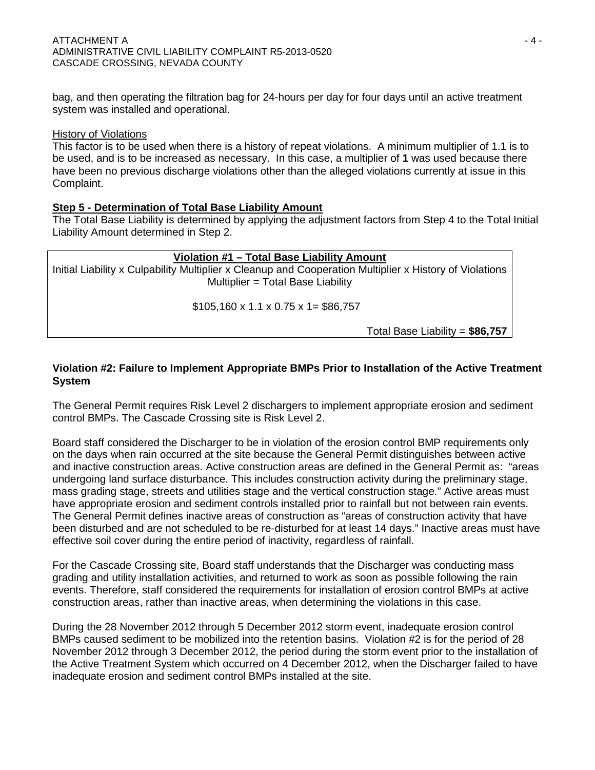bag, and then operating the filtration bag for 24-hours per day for four days until an active treatment system was installed and operational.

History of Violations

This factor is to be used when there is a history of repeat violations. A minimum multiplier of 1.1 is to be used, and is to be increased as necessary. In this case, a multiplier of **1** was used because there have been no previous discharge violations other than the alleged violations currently at issue in this Complaint.

**Step 5 - Determination of Total Base Liability Amount**

The Total Base Liability is determined by applying the adjustment factors from Step 4 to the Total Initial Liability Amount determined in Step 2.

**Violation #1 – Total Base Liability Amount**

Initial Liability x Culpability Multiplier x Cleanup and Cooperation Multiplier x History of Violations Multiplier = Total Base Liability

$105,160 x 1.1 x 0.75 x 1= $86,757

Total Base Liability = **$86,757**

**Violation #2: Failure to Implement Appropriate BMPs Prior to Installation of the Active Treatment System**

The General Permit requires Risk Level 2 dischargers to implement appropriate erosion and sediment control BMPs. The Cascade Crossing site is Risk Level 2.

Board staff considered the Discharger to be in violation of the erosion control BMP requirements only on the days when rain occurred at the site because the General Permit distinguishes between active and inactive construction areas. Active construction areas are defined in the General Permit as: "areas undergoing land surface disturbance. This includes construction activity during the preliminary stage, mass grading stage, streets and utilities stage and the vertical construction stage." Active areas must have appropriate erosion and sediment controls installed prior to rainfall but not between rain events. The General Permit defines inactive areas of construction as "areas of construction activity that have been disturbed and are not scheduled to be re-disturbed for at least 14 days." Inactive areas must have effective soil cover during the entire period of inactivity, regardless of rainfall.

For the Cascade Crossing site, Board staff understands that the Discharger was conducting mass grading and utility installation activities, and returned to work as soon as possible following the rain events. Therefore, staff considered the requirements for installation of erosion control BMPs at active construction areas, rather than inactive areas, when determining the violations in this case.

During the 28 November 2012 through 5 December 2012 storm event, inadequate erosion control BMPs caused sediment to be mobilized into the retention basins. Violation #2 is for the period of 28 November 2012 through 3 December 2012, the period during the storm event prior to the installation of the Active Treatment System which occurred on 4 December 2012, when the Discharger failed to have inadequate erosion and sediment control BMPs installed at the site.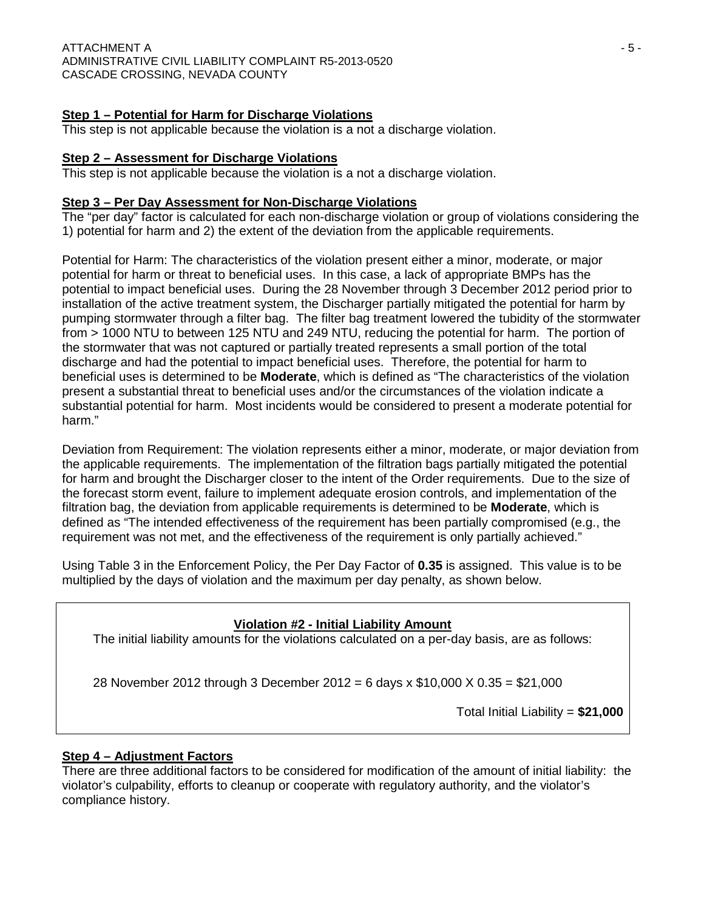**Step 1 – Potential for Harm for Discharge Violations**

This step is not applicable because the violation is a not a discharge violation.

**Step 2 – Assessment for Discharge Violations**

This step is not applicable because the violation is a not a discharge violation.

**Step 3 – Per Day Assessment for Non-Discharge Violations**

The "per day" factor is calculated for each non-discharge violation or group of violations considering the 1) potential for harm and 2) the extent of the deviation from the applicable requirements.

Potential for Harm: The characteristics of the violation present either a minor, moderate, or major potential for harm or threat to beneficial uses. In this case, a lack of appropriate BMPs has the potential to impact beneficial uses. During the 28 November through 3 December 2012 period prior to installation of the active treatment system, the Discharger partially mitigated the potential for harm by pumping stormwater through a filter bag. The filter bag treatment lowered the tubidity of the stormwater from > 1000 NTU to between 125 NTU and 249 NTU, reducing the potential for harm. The portion of the stormwater that was not captured or partially treated represents a small portion of the total discharge and had the potential to impact beneficial uses. Therefore, the potential for harm to beneficial uses is determined to be **Moderate**, which is defined as "The characteristics of the violation present a substantial threat to beneficial uses and/or the circumstances of the violation indicate a substantial potential for harm. Most incidents would be considered to present a moderate potential for harm."

Deviation from Requirement: The violation represents either a minor, moderate, or major deviation from the applicable requirements. The implementation of the filtration bags partially mitigated the potential for harm and brought the Discharger closer to the intent of the Order requirements. Due to the size of the forecast storm event, failure to implement adequate erosion controls, and implementation of the filtration bag, the deviation from applicable requirements is determined to be **Moderate**, which is defined as "The intended effectiveness of the requirement has been partially compromised (e.g., the requirement was not met, and the effectiveness of the requirement is only partially achieved."

Using Table 3 in the Enforcement Policy, the Per Day Factor of **0.35** is assigned. This value is to be multiplied by the days of violation and the maximum per day penalty, as shown below.

**Violation #2 - Initial Liability Amount**

The initial liability amounts for the violations calculated on a per-day basis, are as follows:

28 November 2012 through 3 December 2012 = 6 days x $10,000 X 0.35 = $21,000

Total Initial Liability = **$21,000**

**Step 4 – Adjustment Factors**

There are three additional factors to be considered for modification of the amount of initial liability: the violator's culpability, efforts to cleanup or cooperate with regulatory authority, and the violator's compliance history.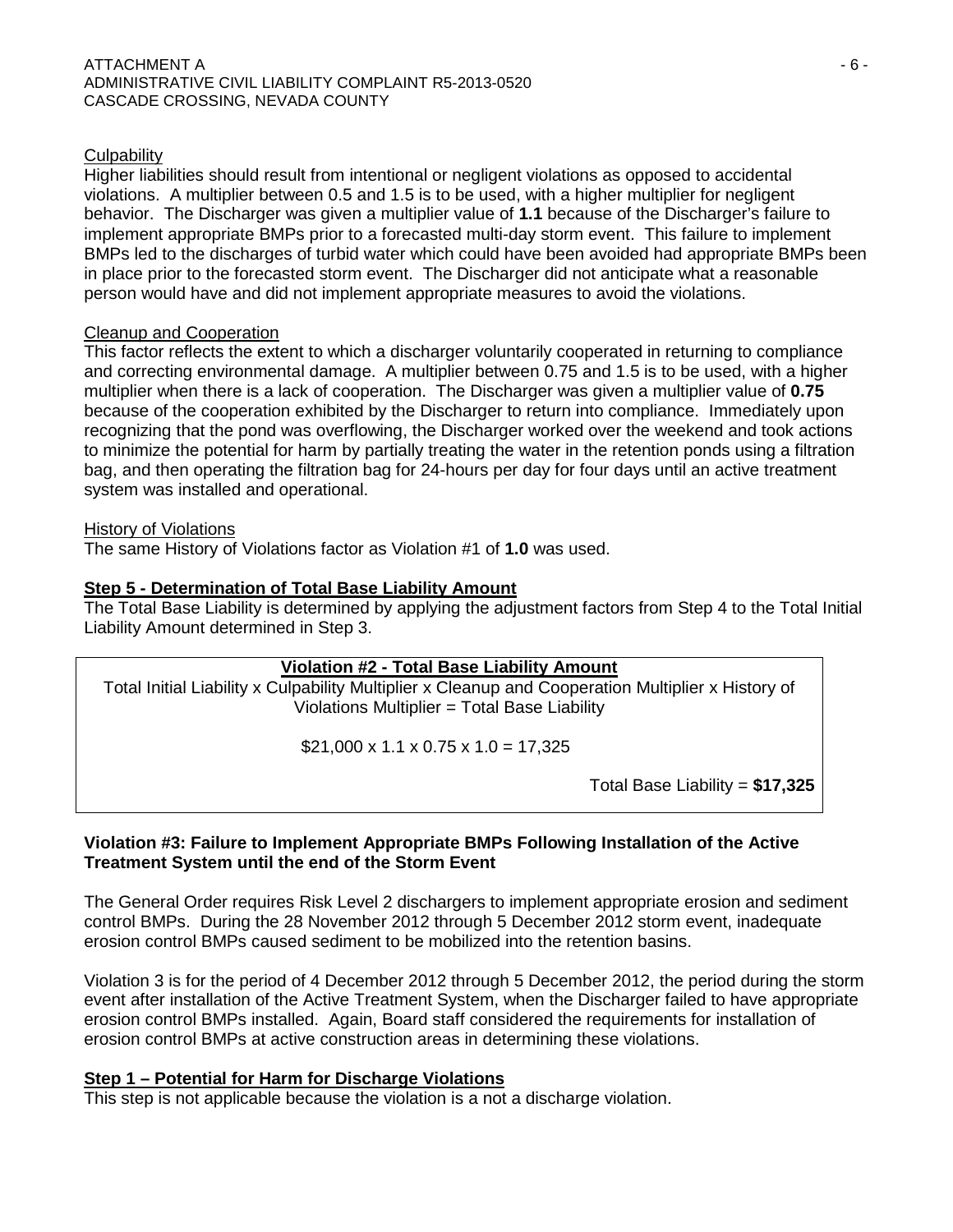Culpability

Higher liabilities should result from intentional or negligent violations as opposed to accidental violations. A multiplier between 0.5 and 1.5 is to be used, with a higher multiplier for negligent behavior. The Discharger was given a multiplier value of **1.1** because of the Discharger's failure to implement appropriate BMPs prior to a forecasted multi-day storm event. This failure to implement BMPs led to the discharges of turbid water which could have been avoided had appropriate BMPs been in place prior to the forecasted storm event. The Discharger did not anticipate what a reasonable person would have and did not implement appropriate measures to avoid the violations.

Cleanup and Cooperation

This factor reflects the extent to which a discharger voluntarily cooperated in returning to compliance and correcting environmental damage. A multiplier between 0.75 and 1.5 is to be used, with a higher multiplier when there is a lack of cooperation. The Discharger was given a multiplier value of **0.75** because of the cooperation exhibited by the Discharger to return into compliance. Immediately upon recognizing that the pond was overflowing, the Discharger worked over the weekend and took actions to minimize the potential for harm by partially treating the water in the retention ponds using a filtration bag, and then operating the filtration bag for 24-hours per day for four days until an active treatment system was installed and operational.

History of Violations

The same History of Violations factor as Violation #1 of **1.0** was used.

**Step 5 - Determination of Total Base Liability Amount**

The Total Base Liability is determined by applying the adjustment factors from Step 4 to the Total Initial Liability Amount determined in Step 3.

**Violation #2 - Total Base Liability Amount**

Total Initial Liability x Culpability Multiplier x Cleanup and Cooperation Multiplier x History of Violations Multiplier = Total Base Liability

$21,000 x 1.1 x 0.75 x 1.0 = 17,325

Total Base Liability = **$17,325**

**Violation #3: Failure to Implement Appropriate BMPs Following Installation of the Active Treatment System until the end of the Storm Event**

The General Order requires Risk Level 2 dischargers to implement appropriate erosion and sediment control BMPs. During the 28 November 2012 through 5 December 2012 storm event, inadequate erosion control BMPs caused sediment to be mobilized into the retention basins.

Violation 3 is for the period of 4 December 2012 through 5 December 2012, the period during the storm event after installation of the Active Treatment System, when the Discharger failed to have appropriate erosion control BMPs installed. Again, Board staff considered the requirements for installation of erosion control BMPs at active construction areas in determining these violations.

**Step 1 – Potential for Harm for Discharge Violations**

This step is not applicable because the violation is a not a discharge violation.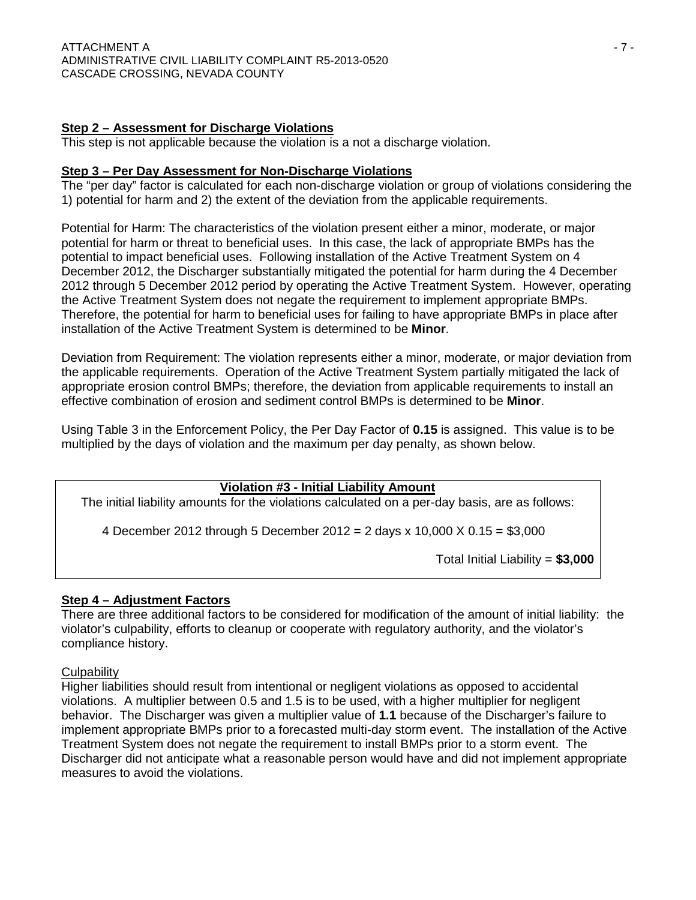**Step 2 – Assessment for Discharge Violations**

This step is not applicable because the violation is a not a discharge violation.

**Step 3 – Per Day Assessment for Non-Discharge Violations**

The "per day" factor is calculated for each non-discharge violation or group of violations considering the 1) potential for harm and 2) the extent of the deviation from the applicable requirements.

Potential for Harm: The characteristics of the violation present either a minor, moderate, or major potential for harm or threat to beneficial uses. In this case, the lack of appropriate BMPs has the potential to impact beneficial uses. Following installation of the Active Treatment System on 4 December 2012, the Discharger substantially mitigated the potential for harm during the 4 December 2012 through 5 December 2012 period by operating the Active Treatment System. However, operating the Active Treatment System does not negate the requirement to implement appropriate BMPs. Therefore, the potential for harm to beneficial uses for failing to have appropriate BMPs in place after installation of the Active Treatment System is determined to be **Minor**.

Deviation from Requirement: The violation represents either a minor, moderate, or major deviation from the applicable requirements. Operation of the Active Treatment System partially mitigated the lack of appropriate erosion control BMPs; therefore, the deviation from applicable requirements to install an effective combination of erosion and sediment control BMPs is determined to be **Minor**.

Using Table 3 in the Enforcement Policy, the Per Day Factor of **0.15** is assigned. This value is to be multiplied by the days of violation and the maximum per day penalty, as shown below.

**Violation #3 - Initial Liability Amount**

The initial liability amounts for the violations calculated on a per-day basis, are as follows:

4 December 2012 through 5 December 2012 = 2 days x 10,000 X 0.15 = $3,000

Total Initial Liability = **$3,000**

**Step 4 – Adjustment Factors**

There are three additional factors to be considered for modification of the amount of initial liability: the violator's culpability, efforts to cleanup or cooperate with regulatory authority, and the violator's compliance history.

Culpability

Higher liabilities should result from intentional or negligent violations as opposed to accidental violations. A multiplier between 0.5 and 1.5 is to be used, with a higher multiplier for negligent behavior. The Discharger was given a multiplier value of **1.1** because of the Discharger's failure to implement appropriate BMPs prior to a forecasted multi-day storm event. The installation of the Active Treatment System does not negate the requirement to install BMPs prior to a storm event. The Discharger did not anticipate what a reasonable person would have and did not implement appropriate measures to avoid the violations.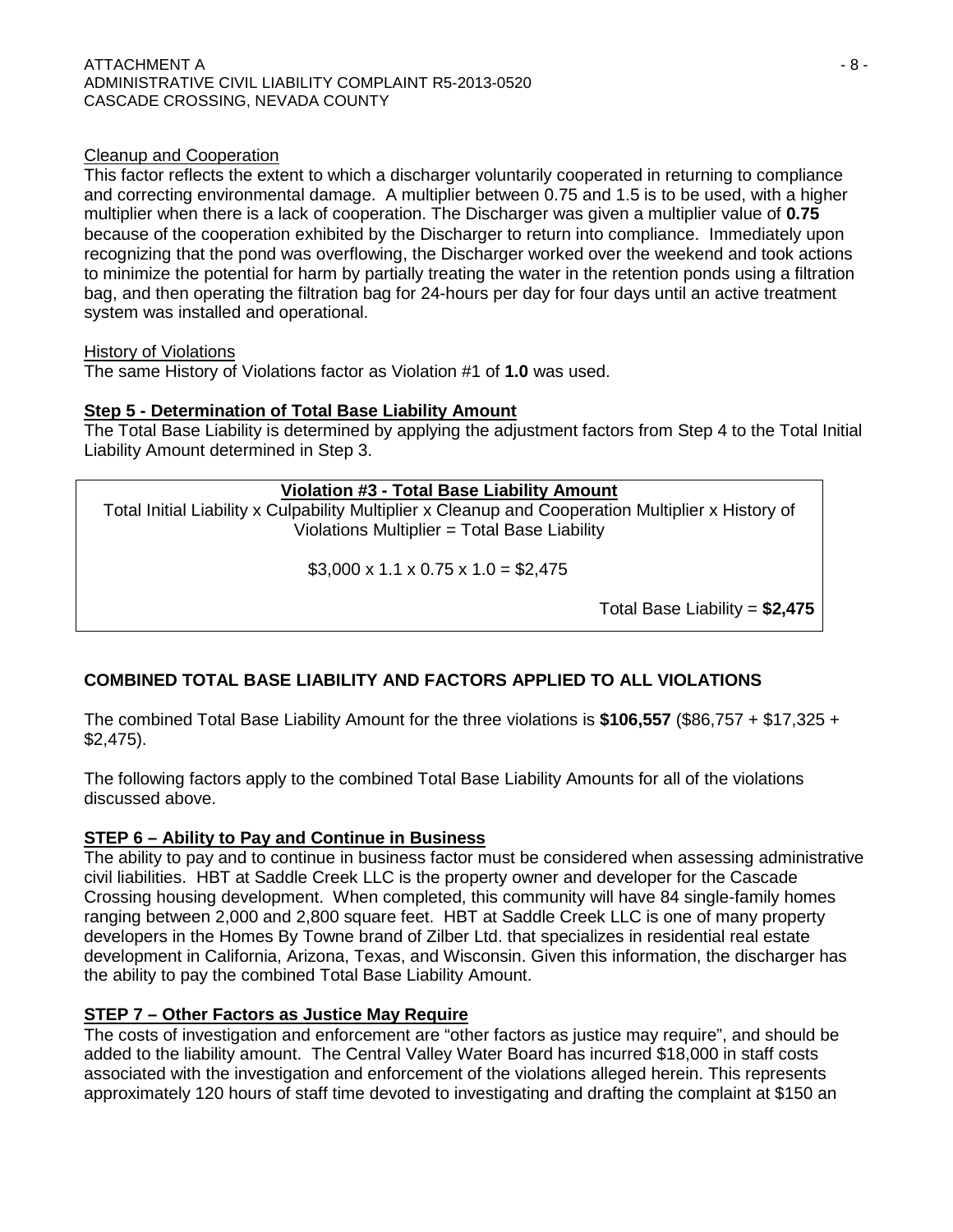Cleanup and Cooperation

This factor reflects the extent to which a discharger voluntarily cooperated in returning to compliance and correcting environmental damage. A multiplier between 0.75 and 1.5 is to be used, with a higher multiplier when there is a lack of cooperation. The Discharger was given a multiplier value of **0.75** because of the cooperation exhibited by the Discharger to return into compliance. Immediately upon recognizing that the pond was overflowing, the Discharger worked over the weekend and took actions to minimize the potential for harm by partially treating the water in the retention ponds using a filtration bag, and then operating the filtration bag for 24-hours per day for four days until an active treatment system was installed and operational.

History of Violations

The same History of Violations factor as Violation #1 of **1.0** was used.

**Step 5 - Determination of Total Base Liability Amount**

The Total Base Liability is determined by applying the adjustment factors from Step 4 to the Total Initial Liability Amount determined in Step 3.

**Violation #3 - Total Base Liability Amount**

Total Initial Liability x Culpability Multiplier x Cleanup and Cooperation Multiplier x History of Violations Multiplier = Total Base Liability

$3,000 x 1.1 x 0.75 x 1.0 = $2,475

Total Base Liability = **$2,475**

## COMBINED TOTAL BASE LIABILITY AND FACTORS APPLIED TO ALL VIOLATIONS

The combined Total Base Liability Amount for the three violations is **$106,557** ($86,757 + $17,325 + $2,475).

The following factors apply to the combined Total Base Liability Amounts for all of the violations discussed above.

**STEP 6 – Ability to Pay and Continue in Business**

The ability to pay and to continue in business factor must be considered when assessing administrative civil liabilities. HBT at Saddle Creek LLC is the property owner and developer for the Cascade Crossing housing development. When completed, this community will have 84 single-family homes ranging between 2,000 and 2,800 square feet. HBT at Saddle Creek LLC is one of many property developers in the Homes By Towne brand of Zilber Ltd. that specializes in residential real estate development in California, Arizona, Texas, and Wisconsin. Given this information, the discharger has the ability to pay the combined Total Base Liability Amount.

**STEP 7 – Other Factors as Justice May Require**

The costs of investigation and enforcement are "other factors as justice may require", and should be added to the liability amount. The Central Valley Water Board has incurred $18,000 in staff costs associated with the investigation and enforcement of the violations alleged herein. This represents approximately 120 hours of staff time devoted to investigating and drafting the complaint at $150 an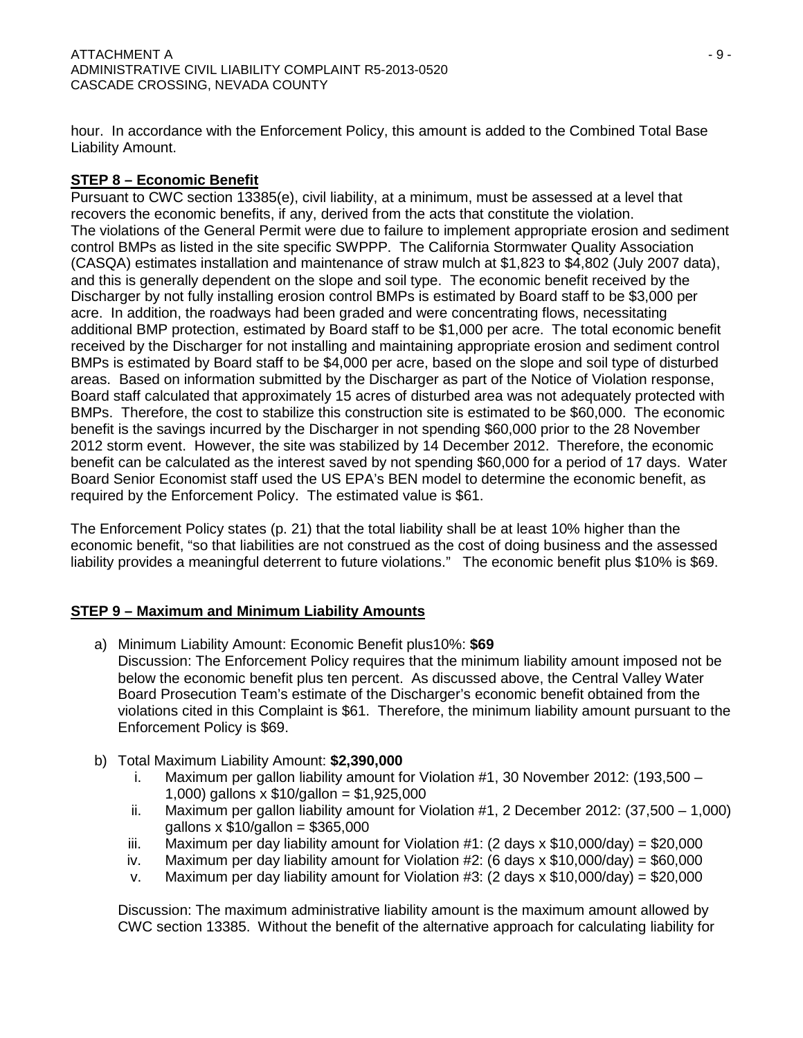hour. In accordance with the Enforcement Policy, this amount is added to the Combined Total Base Liability Amount.

**STEP 8 – Economic Benefit**

Pursuant to CWC section 13385(e), civil liability, at a minimum, must be assessed at a level that recovers the economic benefits, if any, derived from the acts that constitute the violation. The violations of the General Permit were due to failure to implement appropriate erosion and sediment control BMPs as listed in the site specific SWPPP. The California Stormwater Quality Association (CASQA) estimates installation and maintenance of straw mulch at $1,823 to $4,802 (July 2007 data), and this is generally dependent on the slope and soil type. The economic benefit received by the Discharger by not fully installing erosion control BMPs is estimated by Board staff to be $3,000 per acre. In addition, the roadways had been graded and were concentrating flows, necessitating additional BMP protection, estimated by Board staff to be $1,000 per acre. The total economic benefit received by the Discharger for not installing and maintaining appropriate erosion and sediment control BMPs is estimated by Board staff to be $4,000 per acre, based on the slope and soil type of disturbed areas. Based on information submitted by the Discharger as part of the Notice of Violation response, Board staff calculated that approximately 15 acres of disturbed area was not adequately protected with BMPs. Therefore, the cost to stabilize this construction site is estimated to be $60,000. The economic benefit is the savings incurred by the Discharger in not spending $60,000 prior to the 28 November 2012 storm event. However, the site was stabilized by 14 December 2012. Therefore, the economic benefit can be calculated as the interest saved by not spending $60,000 for a period of 17 days. Water Board Senior Economist staff used the US EPA's BEN model to determine the economic benefit, as required by the Enforcement Policy. The estimated value is $61.

The Enforcement Policy states (p. 21) that the total liability shall be at least 10% higher than the economic benefit, "so that liabilities are not construed as the cost of doing business and the assessed liability provides a meaningful deterrent to future violations." The economic benefit plus $10% is $69.

**STEP 9 – Maximum and Minimum Liability Amounts**

a) Minimum Liability Amount: Economic Benefit plus10%: **$69**
   Discussion: The Enforcement Policy requires that the minimum liability amount imposed not be below the economic benefit plus ten percent. As discussed above, the Central Valley Water Board Prosecution Team's estimate of the Discharger's economic benefit obtained from the violations cited in this Complaint is $61. Therefore, the minimum liability amount pursuant to the Enforcement Policy is $69.

b) Total Maximum Liability Amount: **$2,390,000**
   i. Maximum per gallon liability amount for Violation #1, 30 November 2012: (193,500 – 1,000) gallons x $10/gallon = $1,925,000
   ii. Maximum per gallon liability amount for Violation #1, 2 December 2012: (37,500 – 1,000) gallons x $10/gallon = $365,000
   iii. Maximum per day liability amount for Violation #1: (2 days x $10,000/day) = $20,000
   iv. Maximum per day liability amount for Violation #2: (6 days x $10,000/day) = $60,000
   v. Maximum per day liability amount for Violation #3: (2 days x $10,000/day) = $20,000

   Discussion: The maximum administrative liability amount is the maximum amount allowed by CWC section 13385. Without the benefit of the alternative approach for calculating liability for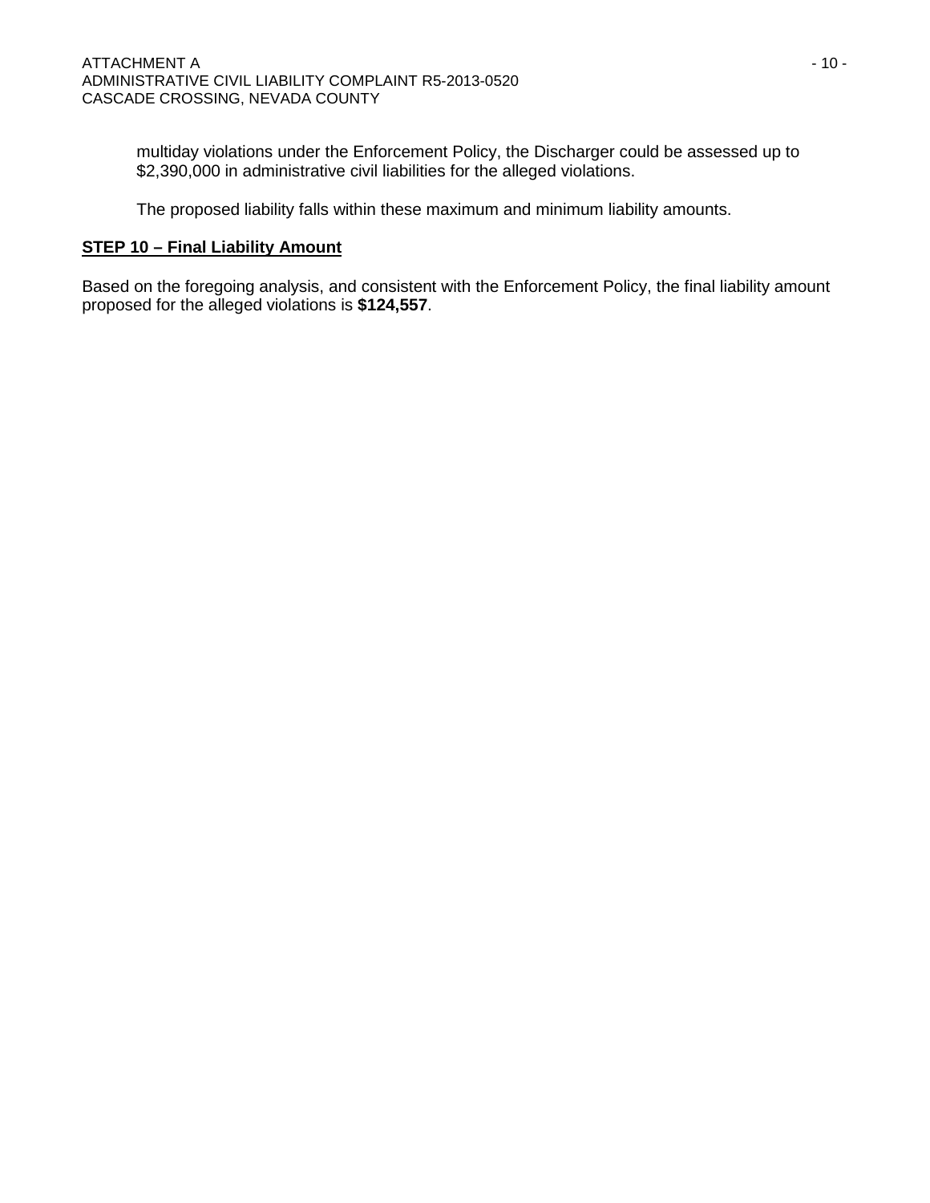multiday violations under the Enforcement Policy, the Discharger could be assessed up to $2,390,000 in administrative civil liabilities for the alleged violations.

The proposed liability falls within these maximum and minimum liability amounts.

**STEP 10 – Final Liability Amount**

Based on the foregoing analysis, and consistent with the Enforcement Policy, the final liability amount proposed for the alleged violations is **$124,557**.